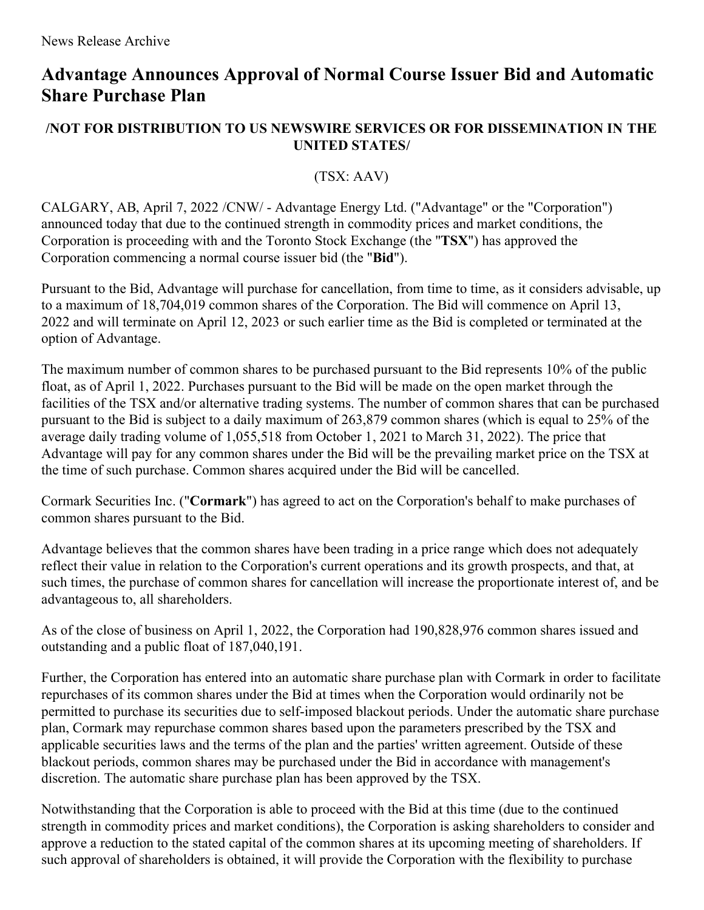News Release Archive

# Advantage Announces Approval of Normal Course Issuer Bid and Automatic Share Purchase Plan

### /NOT FOR DISTRIBUTION TO US NEWSWIRE SERVICES OR FOR DISSEMINATION IN THE UNITED STATES/

(TSX: AAV)

CALGARY, AB, April 7, 2022 /CNW/ - Advantage Energy Ltd. ("Advantage" or the "Corporation") announced today that due to the continued strength in commodity prices and market conditions, the Corporation is proceeding with and the Toronto Stock Exchange (the "**TSX**") has approved the Corporation commencing a normal course issuer bid (the "**Bid**").

Pursuant to the Bid, Advantage will purchase for cancellation, from time to time, as it considers advisable, up to a maximum of 18,704,019 common shares of the Corporation. The Bid will commence on April 13, 2022 and will terminate on April 12, 2023 or such earlier time as the Bid is completed or terminated at the option of Advantage.

The maximum number of common shares to be purchased pursuant to the Bid represents 10% of the public float, as of April 1, 2022. Purchases pursuant to the Bid will be made on the open market through the facilities of the TSX and/or alternative trading systems. The number of common shares that can be purchased pursuant to the Bid is subject to a daily maximum of 263,879 common shares (which is equal to 25% of the average daily trading volume of 1,055,518 from October 1, 2021 to March 31, 2022). The price that Advantage will pay for any common shares under the Bid will be the prevailing market price on the TSX at the time of such purchase. Common shares acquired under the Bid will be cancelled.

Cormark Securities Inc. ("**Cormark**") has agreed to act on the Corporation's behalf to make purchases of common shares pursuant to the Bid.

Advantage believes that the common shares have been trading in a price range which does not adequately reflect their value in relation to the Corporation's current operations and its growth prospects, and that, at such times, the purchase of common shares for cancellation will increase the proportionate interest of, and be advantageous to, all shareholders.

As of the close of business on April 1, 2022, the Corporation had 190,828,976 common shares issued and outstanding and a public float of 187,040,191.

Further, the Corporation has entered into an automatic share purchase plan with Cormark in order to facilitate repurchases of its common shares under the Bid at times when the Corporation would ordinarily not be permitted to purchase its securities due to self-imposed blackout periods. Under the automatic share purchase plan, Cormark may repurchase common shares based upon the parameters prescribed by the TSX and applicable securities laws and the terms of the plan and the parties' written agreement. Outside of these blackout periods, common shares may be purchased under the Bid in accordance with management's discretion. The automatic share purchase plan has been approved by the TSX.

Notwithstanding that the Corporation is able to proceed with the Bid at this time (due to the continued strength in commodity prices and market conditions), the Corporation is asking shareholders to consider and approve a reduction to the stated capital of the common shares at its upcoming meeting of shareholders. If such approval of shareholders is obtained, it will provide the Corporation with the flexibility to purchase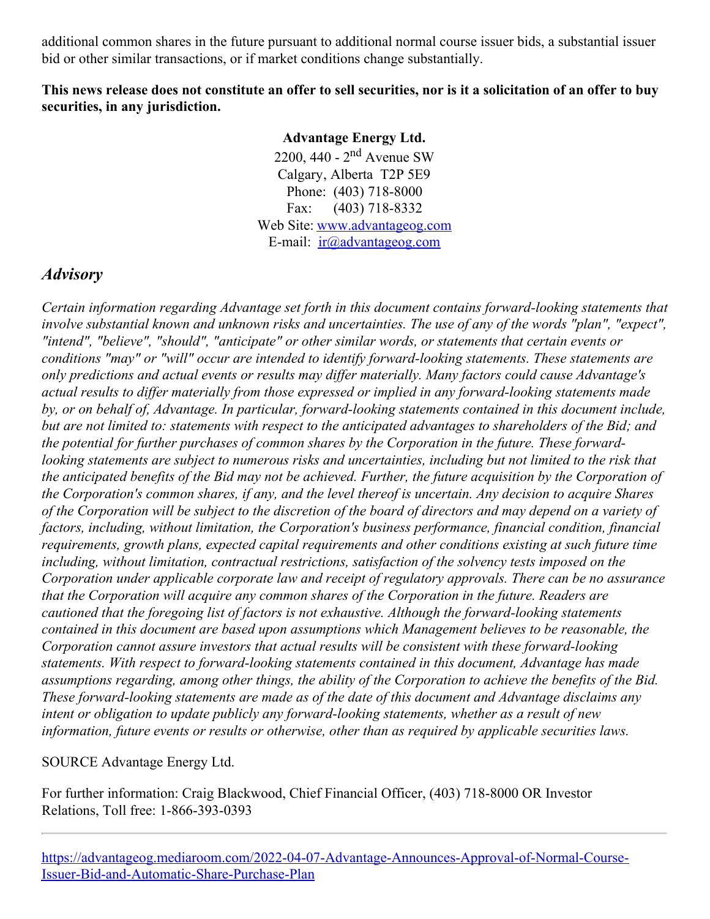additional common shares in the future pursuant to additional normal course issuer bids, a substantial issuer bid or other similar transactions, or if market conditions change substantially.

**This news release does not constitute an offer to sell securities, nor is it a solicitation of an offer to buy securities, in any jurisdiction.**

**Advantage Energy Ltd.**
2200, 440 - 2nd Avenue SW
Calgary, Alberta T2P 5E9
Phone: (403) 718-8000
Fax: (403) 718-8332
Web Site: [www.advantageog.com](http://www.advantageog.com)
E-mail: [ir@advantageog.com](mailto:ir@advantageog.com)

## *Advisory*

*Certain information regarding Advantage set forth in this document contains forward-looking statements that involve substantial known and unknown risks and uncertainties. The use of any of the words "plan", "expect", "intend", "believe", "should", "anticipate" or other similar words, or statements that certain events or conditions "may" or "will" occur are intended to identify forward-looking statements. These statements are only predictions and actual events or results may differ materially. Many factors could cause Advantage's actual results to differ materially from those expressed or implied in any forward-looking statements made by, or on behalf of, Advantage. In particular, forward-looking statements contained in this document include, but are not limited to: statements with respect to the anticipated advantages to shareholders of the Bid; and the potential for further purchases of common shares by the Corporation in the future. These forward-looking statements are subject to numerous risks and uncertainties, including but not limited to the risk that the anticipated benefits of the Bid may not be achieved. Further, the future acquisition by the Corporation of the Corporation's common shares, if any, and the level thereof is uncertain. Any decision to acquire Shares of the Corporation will be subject to the discretion of the board of directors and may depend on a variety of factors, including, without limitation, the Corporation's business performance, financial condition, financial requirements, growth plans, expected capital requirements and other conditions existing at such future time including, without limitation, contractual restrictions, satisfaction of the solvency tests imposed on the Corporation under applicable corporate law and receipt of regulatory approvals. There can be no assurance that the Corporation will acquire any common shares of the Corporation in the future. Readers are cautioned that the foregoing list of factors is not exhaustive. Although the forward-looking statements contained in this document are based upon assumptions which Management believes to be reasonable, the Corporation cannot assure investors that actual results will be consistent with these forward-looking statements. With respect to forward-looking statements contained in this document, Advantage has made assumptions regarding, among other things, the ability of the Corporation to achieve the benefits of the Bid. These forward-looking statements are made as of the date of this document and Advantage disclaims any intent or obligation to update publicly any forward-looking statements, whether as a result of new information, future events or results or otherwise, other than as required by applicable securities laws.*

SOURCE Advantage Energy Ltd.

For further information: Craig Blackwood, Chief Financial Officer, (403) 718-8000 OR Investor Relations, Toll free: 1-866-393-0393

---

[https://advantageog.mediaroom.com/2022-04-07-Advantage-Announces-Approval-of-Normal-Course-Issuer-Bid-and-Automatic-Share-Purchase-Plan](https://advantageog.mediaroom.com/2022-04-07-Advantage-Announces-Approval-of-Normal-Course-Issuer-Bid-and-Automatic-Share-Purchase-Plan)